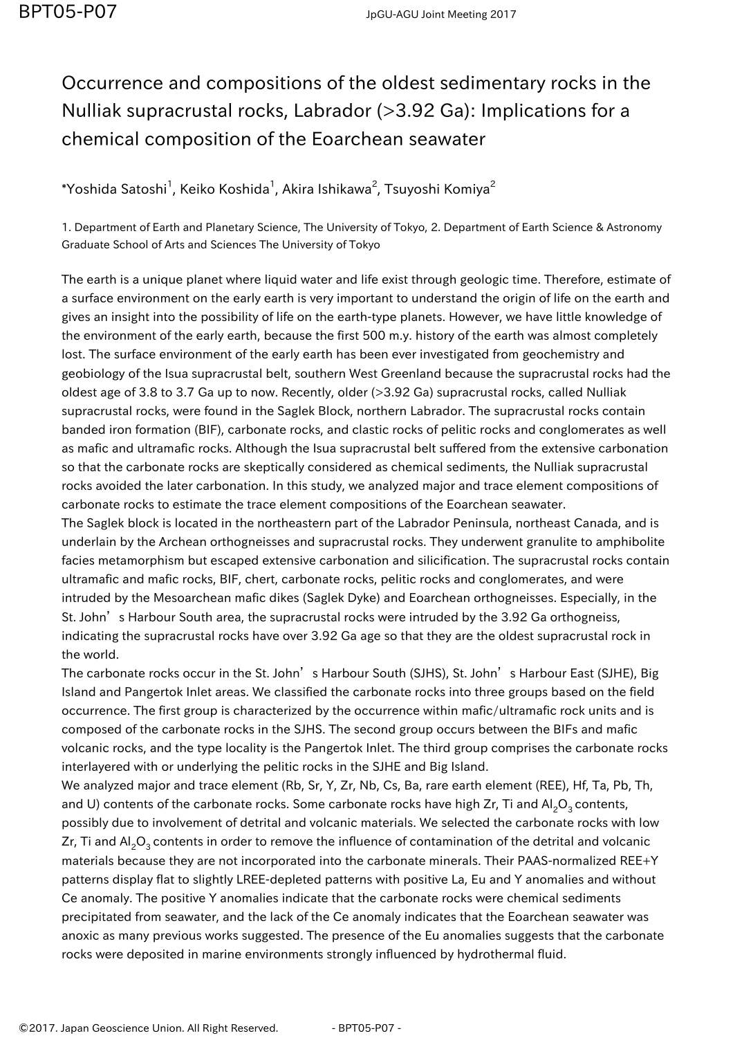# Occurrence and compositions of the oldest sedimentary rocks in the Nulliak supracrustal rocks, Labrador (>3.92 Ga): Implications for a chemical composition of the Eoarchean seawater

*Yoshida Satoshi[1], Keiko Koshida[1], Akira Ishikawa[2], Tsuyoshi Komiya[2]

1. Department of Earth and Planetary Science, The University of Tokyo, 2. Department of Earth Science & Astronomy Graduate School of Arts and Sciences The University of Tokyo

The earth is a unique planet where liquid water and life exist through geologic time. Therefore, estimate of a surface environment on the early earth is very important to understand the origin of life on the earth and gives an insight into the possibility of life on the earth-type planets. However, we have little knowledge of the environment of the early earth, because the first 500 m.y. history of the earth was almost completely lost. The surface environment of the early earth has been ever investigated from geochemistry and geobiology of the Isua supracrustal belt, southern West Greenland because the supracrustal rocks had the oldest age of 3.8 to 3.7 Ga up to now. Recently, older (>3.92 Ga) supracrustal rocks, called Nulliak supracrustal rocks, were found in the Saglek Block, northern Labrador. The supracrustal rocks contain banded iron formation (BIF), carbonate rocks, and clastic rocks of pelitic rocks and conglomerates as well as mafic and ultramafic rocks. Although the Isua supracrustal belt suffered from the extensive carbonation so that the carbonate rocks are skeptically considered as chemical sediments, the Nulliak supracrustal rocks avoided the later carbonation. In this study, we analyzed major and trace element compositions of carbonate rocks to estimate the trace element compositions of the Eoarchean seawater.

The Saglek block is located in the northeastern part of the Labrador Peninsula, northeast Canada, and is underlain by the Archean orthogneisses and supracrustal rocks. They underwent granulite to amphibolite facies metamorphism but escaped extensive carbonation and silicification. The supracrustal rocks contain ultramafic and mafic rocks, BIF, chert, carbonate rocks, pelitic rocks and conglomerates, and were intruded by the Mesoarchean mafic dikes (Saglek Dyke) and Eoarchean orthogneisses. Especially, in the St. John's Harbour South area, the supracrustal rocks were intruded by the 3.92 Ga orthogneiss, indicating the supracrustal rocks have over 3.92 Ga age so that they are the oldest supracrustal rock in the world.

The carbonate rocks occur in the St. John's Harbour South (SJHS), St. John's Harbour East (SJHE), Big Island and Pangertok Inlet areas. We classified the carbonate rocks into three groups based on the field occurrence. The first group is characterized by the occurrence within mafic/ultramafic rock units and is composed of the carbonate rocks in the SJHS. The second group occurs between the BIFs and mafic volcanic rocks, and the type locality is the Pangertok Inlet. The third group comprises the carbonate rocks interlayered with or underlying the pelitic rocks in the SJHE and Big Island.

We analyzed major and trace element (Rb, Sr, Y, Zr, Nb, Cs, Ba, rare earth element (REE), Hf, Ta, Pb, Th, and U) contents of the carbonate rocks. Some carbonate rocks have high Zr, Ti and $Al_2O_3$ contents, possibly due to involvement of detrital and volcanic materials. We selected the carbonate rocks with low Zr, Ti and $Al_2O_3$ contents in order to remove the influence of contamination of the detrital and volcanic materials because they are not incorporated into the carbonate minerals. Their PAAS-normalized REE+Y patterns display flat to slightly LREE-depleted patterns with positive La, Eu and Y anomalies and without Ce anomaly. The positive Y anomalies indicate that the carbonate rocks were chemical sediments precipitated from seawater, and the lack of the Ce anomaly indicates that the Eoarchean seawater was anoxic as many previous works suggested. The presence of the Eu anomalies suggests that the carbonate rocks were deposited in marine environments strongly influenced by hydrothermal fluid.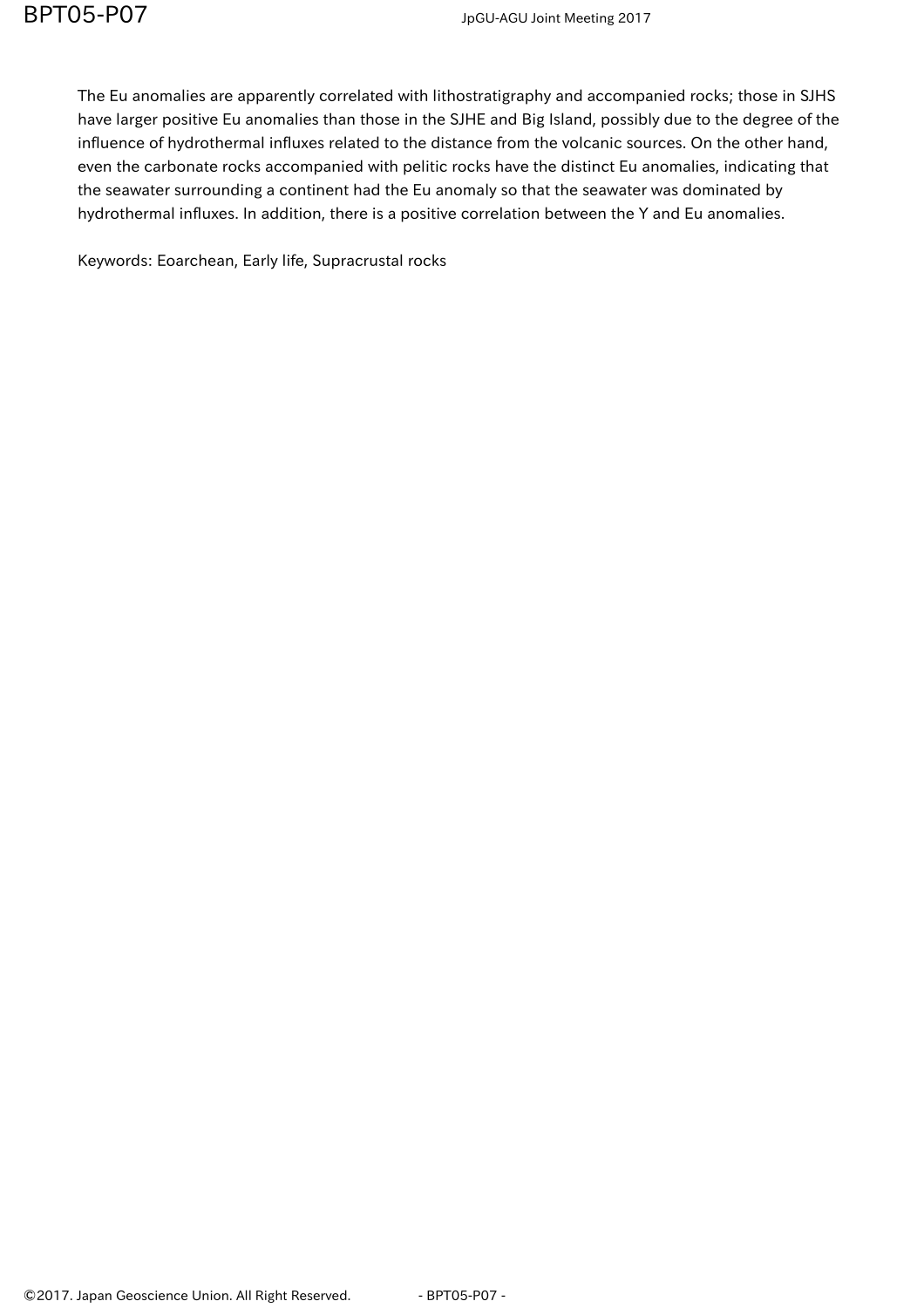The Eu anomalies are apparently correlated with lithostratigraphy and accompanied rocks; those in SJHS have larger positive Eu anomalies than those in the SJHE and Big Island, possibly due to the degree of the influence of hydrothermal influxes related to the distance from the volcanic sources. On the other hand, even the carbonate rocks accompanied with pelitic rocks have the distinct Eu anomalies, indicating that the seawater surrounding a continent had the Eu anomaly so that the seawater was dominated by hydrothermal influxes. In addition, there is a positive correlation between the Y and Eu anomalies.

Keywords: Eoarchean, Early life, Supracrustal rocks